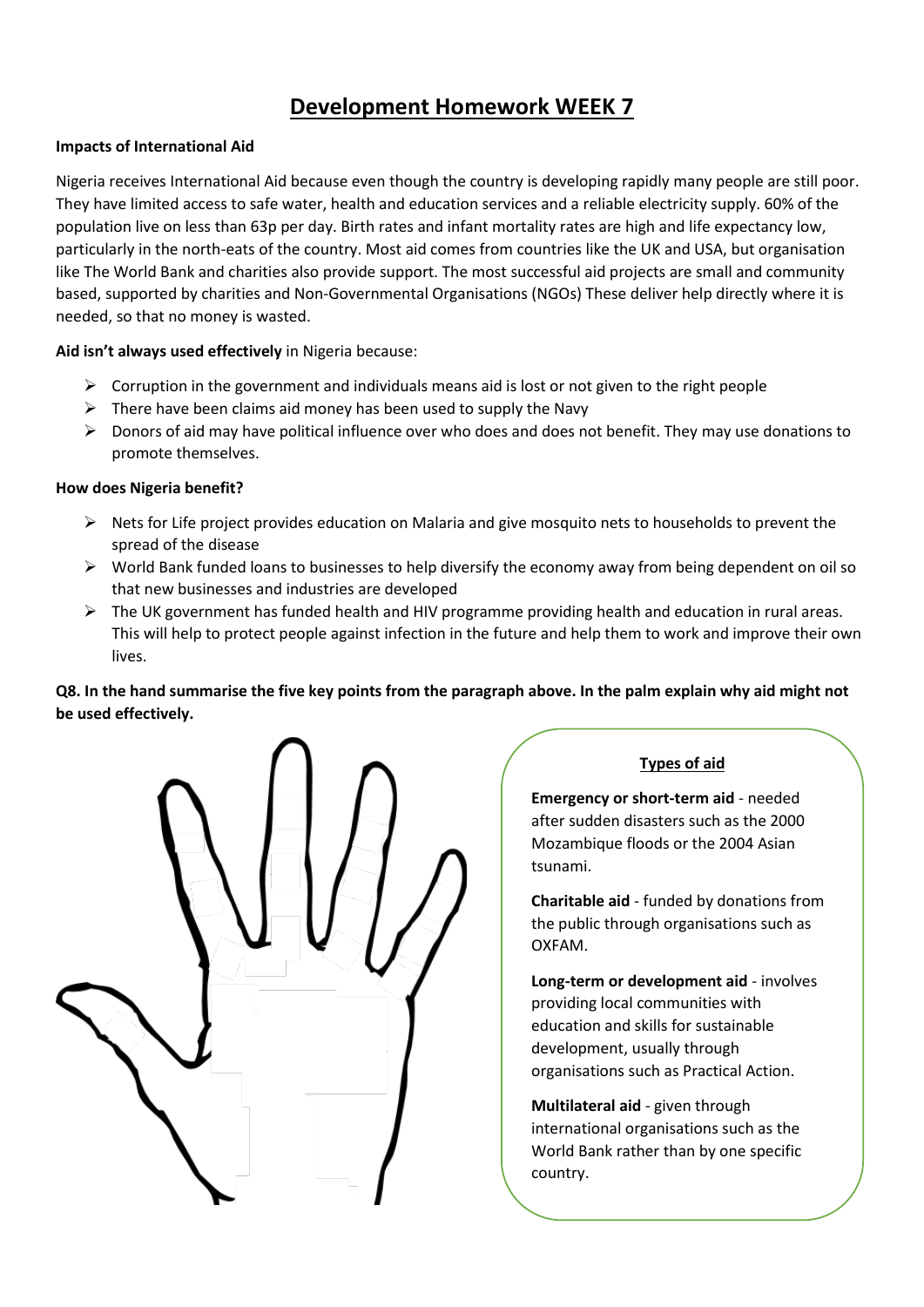# Development Homework WEEK 7

**Impacts of International Aid**

Nigeria receives International Aid because even though the country is developing rapidly many people are still poor. They have limited access to safe water, health and education services and a reliable electricity supply. 60% of the population live on less than 63p per day. Birth rates and infant mortality rates are high and life expectancy low, particularly in the north-eats of the country. Most aid comes from countries like the UK and USA, but organisation like The World Bank and charities also provide support. The most successful aid projects are small and community based, supported by charities and Non-Governmental Organisations (NGOs) These deliver help directly where it is needed, so that no money is wasted.

**Aid isn't always used effectively** in Nigeria because:

- Corruption in the government and individuals means aid is lost or not given to the right people
- There have been claims aid money has been used to supply the Navy
- Donors of aid may have political influence over who does and does not benefit. They may use donations to promote themselves.

**How does Nigeria benefit?**

- Nets for Life project provides education on Malaria and give mosquito nets to households to prevent the spread of the disease
- World Bank funded loans to businesses to help diversify the economy away from being dependent on oil so that new businesses and industries are developed
- The UK government has funded health and HIV programme providing health and education in rural areas. This will help to protect people against infection in the future and help them to work and improve their own lives.

**Q8. In the hand summarise the five key points from the paragraph above. In the palm explain why aid might not be used effectively.**

**Types of aid**

**Emergency or short-term aid** - needed after sudden disasters such as the 2000 Mozambique floods or the 2004 Asian tsunami.

**Charitable aid** - funded by donations from the public through organisations such as OXFAM.

**Long-term or development aid** - involves providing local communities with education and skills for sustainable development, usually through organisations such as Practical Action.

**Multilateral aid** - given through international organisations such as the World Bank rather than by one specific country.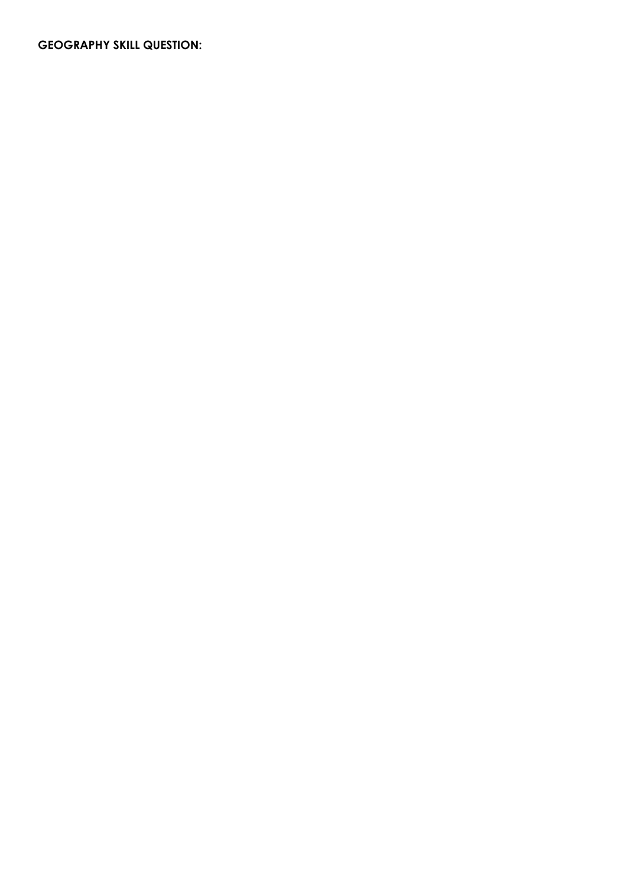**GEOGRAPHY SKILL QUESTION:**